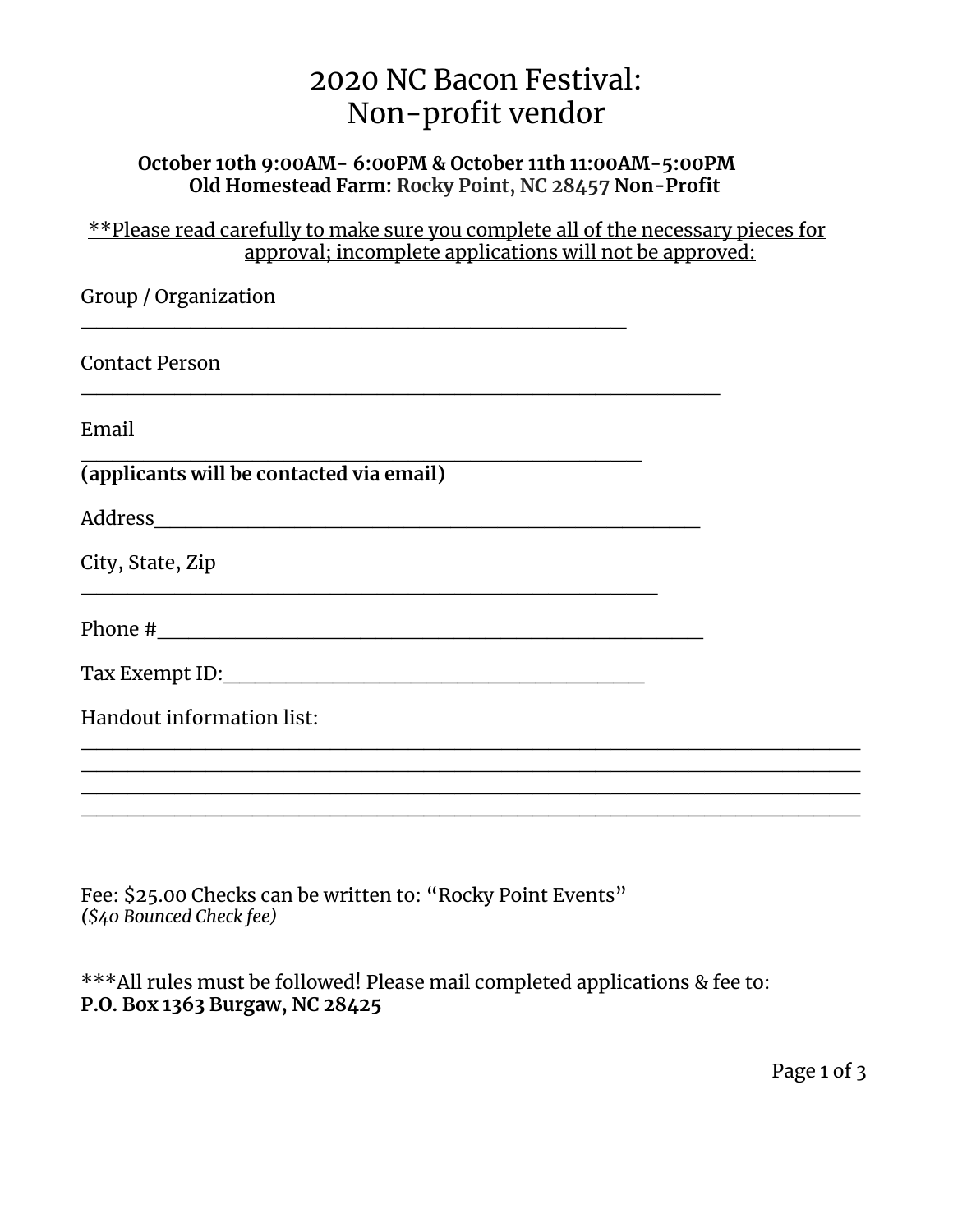# 2020 NC Bacon Festival: Non-profit vendor

**October 10th 9:00AM- 6:00PM & October 11th 11:00AM-5:00PM**
**Old Homestead Farm: Rocky Point, NC 28457 Non-Profit**

<u>**Please read carefully to make sure you complete all of the necessary pieces for approval; incomplete applications will not be approved:</u>

Group / Organization
_________________________________________________

Contact Person
__________________________________________________________

Email
__________________________________________________
**(applicants will be contacted via email)**

Address_________________________________________________

City, State, Zip
____________________________________________________

Phone #_________________________________________________

Tax Exempt ID:________________________________________

Handout information list:
______________________________________________________________________
______________________________________________________________________
______________________________________________________________________
______________________________________________________________________

Fee: $25.00 Checks can be written to: "Rocky Point Events"
*($40 Bounced Check fee)*

***All rules must be followed! Please mail completed applications & fee to:
**P.O. Box 1363 Burgaw, NC 28425**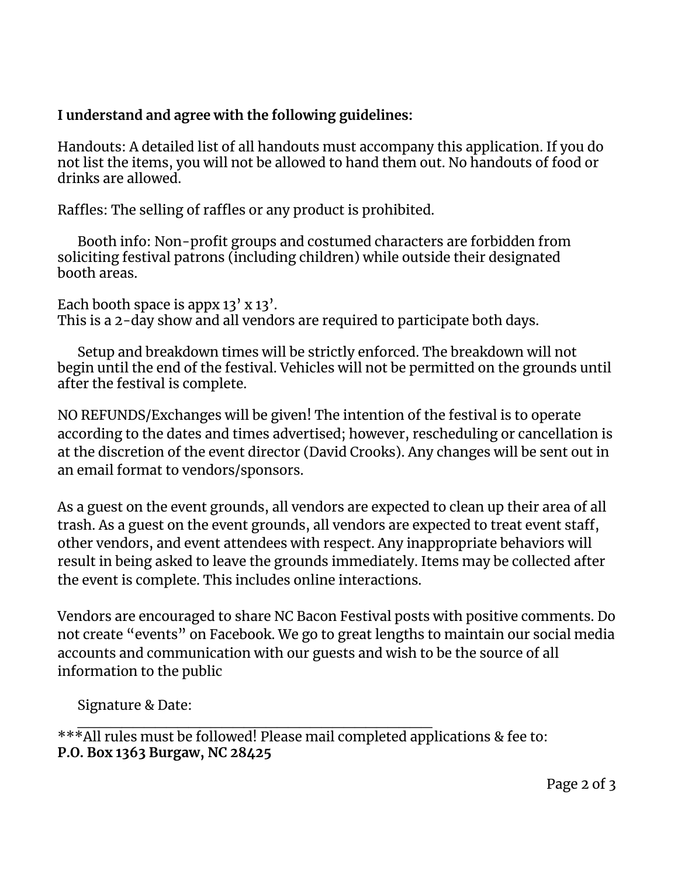**I understand and agree with the following guidelines:**

Handouts: A detailed list of all handouts must accompany this application. If you do not list the items, you will not be allowed to hand them out. No handouts of food or drinks are allowed.

Raffles: The selling of raffles or any product is prohibited.

Booth info: Non-profit groups and costumed characters are forbidden from soliciting festival patrons (including children) while outside their designated booth areas.

Each booth space is appx 13' x 13'.
This is a 2-day show and all vendors are required to participate both days.

Setup and breakdown times will be strictly enforced. The breakdown will not begin until the end of the festival. Vehicles will not be permitted on the grounds until after the festival is complete.

NO REFUNDS/Exchanges will be given! The intention of the festival is to operate according to the dates and times advertised; however, rescheduling or cancellation is at the discretion of the event director (David Crooks). Any changes will be sent out in an email format to vendors/sponsors.

As a guest on the event grounds, all vendors are expected to clean up their area of all trash. As a guest on the event grounds, all vendors are expected to treat event staff, other vendors, and event attendees with respect. Any inappropriate behaviors will result in being asked to leave the grounds immediately. Items may be collected after the event is complete. This includes online interactions.

Vendors are encouraged to share NC Bacon Festival posts with positive comments. Do not create "events" on Facebook. We go to great lengths to maintain our social media accounts and communication with our guests and wish to be the source of all information to the public

Signature & Date: ___________________________________________

***All rules must be followed! Please mail completed applications & fee to:
**P.O. Box 1363 Burgaw, NC 28425**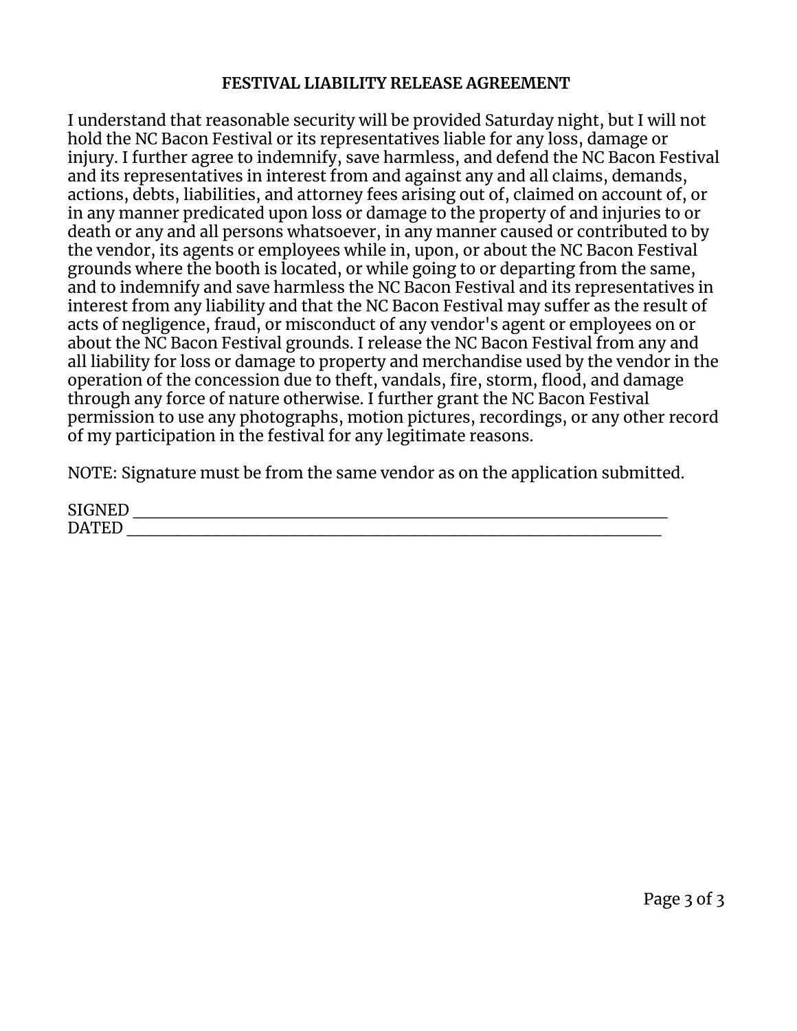**FESTIVAL LIABILITY RELEASE AGREEMENT**

I understand that reasonable security will be provided Saturday night, but I will not hold the NC Bacon Festival or its representatives liable for any loss, damage or injury. I further agree to indemnify, save harmless, and defend the NC Bacon Festival and its representatives in interest from and against any and all claims, demands, actions, debts, liabilities, and attorney fees arising out of, claimed on account of, or in any manner predicated upon loss or damage to the property of and injuries to or death or any and all persons whatsoever, in any manner caused or contributed to by the vendor, its agents or employees while in, upon, or about the NC Bacon Festival grounds where the booth is located, or while going to or departing from the same, and to indemnify and save harmless the NC Bacon Festival and its representatives in interest from any liability and that the NC Bacon Festival may suffer as the result of acts of negligence, fraud, or misconduct of any vendor's agent or employees on or about the NC Bacon Festival grounds. I release the NC Bacon Festival from any and all liability for loss or damage to property and merchandise used by the vendor in the operation of the concession due to theft, vandals, fire, storm, flood, and damage through any force of nature otherwise. I further grant the NC Bacon Festival permission to use any photographs, motion pictures, recordings, or any other record of my participation in the festival for any legitimate reasons.

NOTE: Signature must be from the same vendor as on the application submitted.

SIGNED ______________________________________________________________

DATED _______________________________________________________________